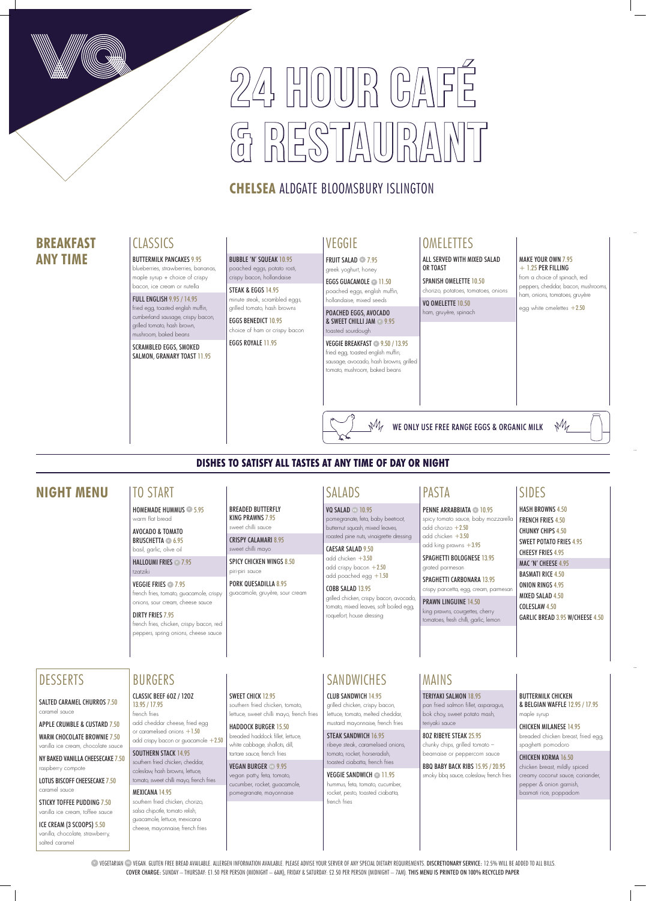# 24 HOUR CAFÉ & RESTAURANT

**CHELSEA** ALDGATE BLOOMSBURY ISLINGTON

## BREAKFAST ANY TIME

### CLASSICS

**BUTTERMILK PANCAKES** 9.95
blueberries, strawberries, bananas, maple syrup + choice of crispy bacon, ice cream or nutella

**FULL ENGLISH** 9.95 / 14.95
fried egg, toasted english muffin, cumberland sausage, crispy bacon, grilled tomato, hash brown, mushroom, baked beans

**SCRAMBLED EGGS, SMOKED SALMON, GRANARY TOAST** 11.95

**BUBBLE 'N' SQUEAK** 10.95
poached eggs, potato rosti, crispy bacon, hollandaise

**STEAK & EGGS** 14.95
minute steak, scrambled eggs, grilled tomato, hash browns

**EGGS BENEDICT** 10.95
choice of ham or crispy bacon

**EGGS ROYALE** 11.95

### VEGGIE

**FRUIT SALAD** (V) 7.95
greek yoghurt, honey

**EGGS GUACAMOLE** (V) 11.50
poached eggs, english muffin, hollandaise, mixed seeds

**POACHED EGGS, AVOCADO & SWEET CHILLI JAM** (V) 9.95
toasted sourdough

**VEGGIE BREAKFAST** (V) 9.50 / 13.95
fried egg, toasted english muffin, sausage, avocado, hash browns, grilled tomato, mushroom, baked beans

### OMELETTES

ALL SERVED WITH MIXED SALAD OR TOAST

**SPANISH OMELETTE** 10.50
chorizo, potatoes, tomatoes, onions

**VQ OMELETTE** 10.50
ham, gruyère, spinach

**MAKE YOUR OWN** 7.95 + 1.25 PER FILLING
from a choice of spinach, red peppers, cheddar, bacon, mushrooms, ham, onions, tomatoes, gruyère

egg white omelettes +2.50

WE ONLY USE FREE RANGE EGGS & ORGANIC MILK

**DISHES TO SATISFY ALL TASTES AT ANY TIME OF DAY OR NIGHT**

## NIGHT MENU

### TO START

**HOMEMADE HUMMUS** (V) 5.95
warm flat bread

**AVOCADO & TOMATO BRUSCHETTA** (V) 6.95
basil, garlic, olive oil

**HALLOUMI FRIES** (V) 7.95
tzatziki

**VEGGIE FRIES** (V) 7.95
french fries, tomato, guacamole, crispy onions, sour cream, cheese sauce

**DIRTY FRIES** 7.95
french fries, chicken, crispy bacon, red peppers, spring onions, cheese sauce

**BREADED BUTTERFLY KING PRAWNS** 7.95
sweet chilli sauce

**CRISPY CALAMARI** 8.95
sweet chilli mayo

**SPICY CHICKEN WINGS** 8.50
piri-piri sauce

**PORK QUESADILLA** 8.95
guacamole, gruyère, sour cream

### SALADS

**VQ SALAD** (VG) 10.95
pomegranate, feta, baby beetroot, butternut squash, mixed leaves, roasted pine nuts, vinaigrette dressing

**CAESAR SALAD** 9.50
add chicken +3.50
add crispy bacon +2.50
add poached egg +1.50

**COBB SALAD** 13.95
grilled chicken, crispy bacon, avocado, tomato, mixed leaves, soft boiled egg, roquefort, house dressing

### PASTA

**PENNE ARRABBIATA** (V) 10.95
spicy tomato sauce, baby mozzarella
add chorizo +2.50
add chicken +3.50
add king prawns +3.95

**SPAGHETTI BOLOGNESE** 13.95
grated parmesan

**SPAGHETTI CARBONARA** 13.95
crispy pancetta, egg, cream, parmesan

**PRAWN LINGUINE** 14.50
king prawns, courgettes, cherry tomatoes, fresh chilli, garlic, lemon

### SIDES

- HASH BROWNS 4.50
- FRENCH FRIES 4.50
- CHUNKY CHIPS 4.50
- SWEET POTATO FRIES 4.95
- CHEESY FRIES 4.95
- MAC 'N' CHEESE 4.95
- BASMATI RICE 4.50
- ONION RINGS 4.95
- MIXED SALAD 4.50
- COLESLAW 4.50
- GARLIC BREAD 3.95 W/CHEESE 4.50

### DESSERTS

**SALTED CARAMEL CHURROS** 7.50
caramel sauce

**APPLE CRUMBLE & CUSTARD** 7.50

**WARM CHOCOLATE BROWNIE** 7.50
vanilla ice cream, chocolate sauce

**NY BAKED VANILLA CHEESECAKE** 7.50
raspberry compote

**LOTUS BISCOFF CHEESECAKE** 7.50
caramel sauce

**STICKY TOFFEE PUDDING** 7.50
vanilla ice cream, toffee sauce

**ICE CREAM (3 SCOOPS)** 5.50
vanilla, chocolate, strawberry, salted caramel

### BURGERS

**CLASSIC BEEF 6OZ / 12OZ** 13.95 / 17.95
french fries
add cheddar cheese, fried egg or caramelised onions +1.50
add crispy bacon or guacamole +2.50

**SOUTHERN STACK** 14.95
southern fried chicken, cheddar, coleslaw, hash browns, lettuce, tomato, sweet chilli mayo, french fries

**MEXICANA** 14.95
southern fried chicken, chorizo, salsa chipotle, tomato relish, guacamole, lettuce, mexicana cheese, mayonnaise, french fries

**SWEET CHICK** 12.95
southern fried chicken, tomato, lettuce, sweet chilli mayo, french fries

**HADDOCK BURGER** 15.50
breaded haddock fillet, lettuce, white cabbage, shallots, dill, tartare sauce, french fries

**VEGAN BURGER** (VG) 9.95
vegan patty, feta, tomato, cucumber, rocket, guacamole, pomegranate, mayonnaise

### SANDWICHES

**CLUB SANDWICH** 14.95
grilled chicken, crispy bacon, lettuce, tomato, melted cheddar, mustard mayonnaise, french fries

**STEAK SANDWICH** 16.95
ribeye steak, caramelised onions, tomato, rocket, horseradish, toasted ciabatta, french fries

**VEGGIE SANDWICH** (V) 11.95
hummus, feta, tomato, cucumber, rocket, pesto, toasted ciabatta, french fries

### MAINS

**TERIYAKI SALMON** 18.95
pan fried salmon fillet, asparagus, bok choy, sweet potato mash, teriyaki sauce

**8OZ RIBEYE STEAK** 25.95
chunky chips, grilled tomato – bearnaise or peppercorn sauce

**BBQ BABY BACK RIBS** 15.95 / 20.95
smoky bbq sauce, coleslaw, french fries

**BUTTERMILK CHICKEN & BELGIAN WAFFLE** 12.95 / 17.95
maple syrup

**CHICKEN MILANESE** 14.95
breaded chicken breast, fried egg, spaghetti pomodoro

**CHICKEN KORMA** 16.50
chicken breast, mildly spiced creamy coconut sauce, coriander, pepper & onion garnish, basmati rice, poppadom

(V) VEGETARIAN (VG) VEGAN. GLUTEN FREE BREAD AVAILABLE. ALLERGEN INFORMATION AVAILABLE. PLEASE ADVISE YOUR SERVER OF ANY SPECIAL DIETARY REQUIREMENTS. **DISCRETIONARY SERVICE:** 12.5% WILL BE ADDED TO ALL BILLS.
**COVER CHARGE:** SUNDAY – THURSDAY: £1.50 PER PERSON (MIDNIGHT – 6AM), FRIDAY & SATURDAY: £2.50 PER PERSON (MIDNIGHT – 7AM). **THIS MENU IS PRINTED ON 100% RECYCLED PAPER**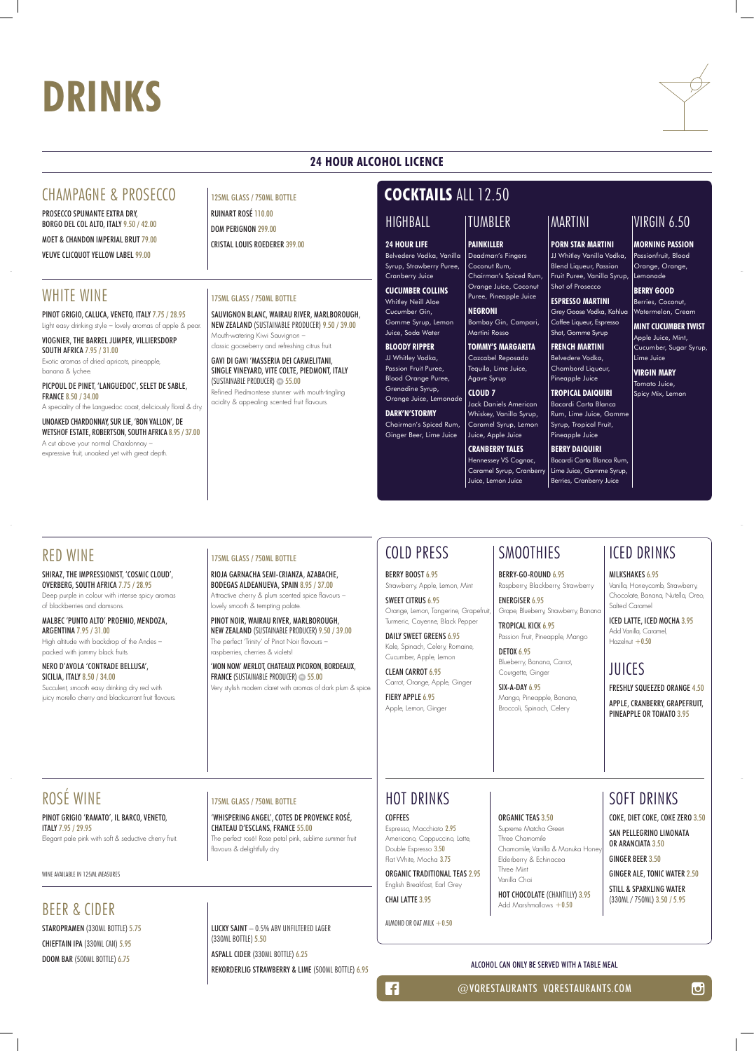# DRINKS

## 24 HOUR ALCOHOL LICENCE

## CHAMPAGNE & PROSECCO

PROSECCO SPUMANTE EXTRA DRY, BORGO DEL COL ALTO, ITALY 9.50 / 42.00

MOET & CHANDON IMPERIAL BRUT 79.00

VEUVE CLICQUOT YELLOW LABEL 99.00

125ML GLASS / 750ML BOTTLE

RUINART ROSÉ 110.00

DOM PERIGNON 299.00

CRISTAL LOUIS ROEDERER 399.00

## WHITE WINE

PINOT GRIGIO, CALUCA, VENETO, ITALY 7.75 / 28.95
Light easy drinking style – lovely aromas of apple & pear.

VIOGNIER, THE BARREL JUMPER, VILLIERSDORP SOUTH AFRICA 7.95 / 31.00
Exotic aromas of dried apricots, pineapple, banana & lychee.

PICPOUL DE PINET, 'LANGUEDOC', SELET DE SABLE, FRANCE 8.50 / 34.00
A speciality of the Languedoc coast, deliciously floral & dry.

UNOAKED CHARDONNAY, SUR LIE, 'BON VALLON', DE WETSHOF ESTATE, ROBERTSON, SOUTH AFRICA 8.95 / 37.00
A cut above your normal Chardonnay – expressive fruit, unoaked yet with great depth.

175ML GLASS / 750ML BOTTLE

SAUVIGNON BLANC, WAIRAU RIVER, MARLBOROUGH, NEW ZEALAND (SUSTAINABLE PRODUCER) 9.50 / 39.00
Mouth-watering Kiwi Sauvignon – classic gooseberry and refreshing citrus fruit.

GAVI DI GAVI 'MASSERIA DEI CARMELITANI, SINGLE VINEYARD, VITE COLTE, PIEDMONT, ITALY (SUSTAINABLE PRODUCER) 55.00
Refined Piedmontese stunner with mouth-tingling acidity & appealing scented fruit flavours.

## COCKTAILS ALL 12.50

### HIGHBALL

**24 HOUR LIFE**
Belvedere Vodka, Vanilla Syrup, Strawberry Puree, Cranberry Juice

**CUCUMBER COLLINS**
Whitley Neill Aloe Cucumber Gin, Gomme Syrup, Lemon Juice, Soda Water

**BLOODY RIPPER**
JJ Whitley Vodka, Passion Fruit Puree, Blood Orange Puree, Grenadine Syrup, Orange Juice, Lemonade

**DARK'N'STORMY**
Chairman's Spiced Rum, Ginger Beer, Lime Juice

### TUMBLER

**PAINKILLER**
Deadman's Fingers Coconut Rum, Chairman's Spiced Rum, Orange Juice, Coconut Puree, Pineapple Juice

**NEGRONI**
Bombay Gin, Campari, Martini Rosso

**TOMMY'S MARGARITA**
Cazcabel Reposado Tequila, Lime Juice, Agave Syrup

**CLOUD 7**
Jack Daniels American Whiskey, Vanilla Syrup, Caramel Syrup, Lemon Juice, Apple Juice

**CRANBERRY TALES**
Hennessey VS Cognac, Caramel Syrup, Cranberry Juice, Lemon Juice

### MARTINI

**PORN STAR MARTINI**
JJ Whitley Vanilla Vodka, Blend Liqueur, Passion Fruit Puree, Vanilla Syrup, Shot of Prosecco

**ESPRESSO MARTINI**
Grey Goose Vodka, Kahlua Coffee Liqueur, Espresso Shot, Gomme Syrup

**FRENCH MARTINI**
Belvedere Vodka, Chambord Liqueur, Pineapple Juice

**TROPICAL DAIQUIRI**
Bacardi Carta Blanca Rum, Lime Juice, Gomme Syrup, Tropical Fruit, Pineapple Juice

**BERRY DAIQUIRI**
Bacardi Carta Blanca Rum, Lime Juice, Gomme Syrup, Berries, Cranberry Juice

### VIRGIN 6.50

**MORNING PASSION**
Passionfruit, Blood Orange, Orange, Lemonade

**BERRY GOOD**
Berries, Coconut, Watermelon, Cream

**MINT CUCUMBER TWIST**
Apple Juice, Mint, Cucumber, Sugar Syrup, Lime Juice

**VIRGIN MARY**
Tomato Juice, Spicy Mix, Lemon

## RED WINE

SHIRAZ, THE IMPRESSIONIST, 'COSMIC CLOUD', OVERBERG, SOUTH AFRICA 7.75 / 28.95
Deep purple in colour with intense spicy aromas of blackberries and damsons.

MALBEC 'PUNTO ALTO' PROEMIO, MENDOZA, ARGENTINA 7.95 / 31.00
High altitude with backdrop of the Andes – packed with jammy black fruits.

NERO D'AVOLA 'CONTRADE BELLUSA', SICILIA, ITALY 8.50 / 34.00
Succulent, smooth easy drinking dry red with juicy morello cherry and blackcurrant fruit flavours.

175ML GLASS / 750ML BOTTLE

RIOJA GARNACHA SEMI-CRIANZA, AZABACHE, BODEGAS ALDEANUEVA, SPAIN 8.95 / 37.00
Attractive cherry & plum scented spice flavours – lovely smooth & tempting palate.

PINOT NOIR, WAIRAU RIVER, MARLBOROUGH, NEW ZEALAND (SUSTAINABLE PRODUCER) 9.50 / 39.00
The perfect 'Trinity' of Pinot Noir flavours – raspberries, cherries & violets!

'MON NOM' MERLOT, CHATEAUX PICORON, BORDEAUX, FRANCE (SUSTAINABLE PRODUCER) 55.00
Very stylish modern claret with aromas of dark plum & spice.

## COLD PRESS

BERRY BOOST 6.95
Strawberry, Apple, Lemon, Mint

SWEET CITRUS 6.95
Orange, Lemon, Tangerine, Grapefruit, Turmeric, Cayenne, Black Pepper

DAILY SWEET GREENS 6.95
Kale, Spinach, Celery, Romaine, Cucumber, Apple, Lemon

CLEAN CARROT 6.95
Carrot, Orange, Apple, Ginger

FIERY APPLE 6.95
Apple, Lemon, Ginger

## SMOOTHIES

BERRY-GO-ROUND 6.95
Raspberry, Blackberry, Strawberry

ENERGISER 6.95
Grape, Blueberry, Strawberry, Banana

TROPICAL KICK 6.95
Passion Fruit, Pineapple, Mango

DETOX 6.95
Blueberry, Banana, Carrot, Courgette, Ginger

SIX-A-DAY 6.95
Mango, Pineapple, Banana, Broccoli, Spinach, Celery

## ICED DRINKS

MILKSHAKES 6.95
Vanilla, Honeycomb, Strawberry, Chocolate, Banana, Nutella, Oreo, Salted Caramel

ICED LATTE, ICED MOCHA 3.95
Add Vanilla, Caramel, Hazelnut +0.50

## JUICES

FRESHLY SQUEEZED ORANGE 4.50

APPLE, CRANBERRY, GRAPEFRUIT, PINEAPPLE OR TOMATO 3.95

## ROSÉ WINE

PINOT GRIGIO 'RAMATO', IL BARCO, VENETO, ITALY 7.95 / 29.95
Elegant pale pink with soft & seductive cherry fruit.

175ML GLASS / 750ML BOTTLE

'WHISPERING ANGEL', COTES DE PROVENCE ROSÉ, CHATEAU D'ESCLANS, FRANCE 55.00
The perfect rosé! Rose petal pink, sublime summer fruit flavours & delightfully dry.

WINE AVAILABLE IN 125ML MEASURES

## HOT DRINKS

COFFEES
Espresso, Macchiato 2.95
Americano, Cappuccino, Latte, Double Espresso 3.50
Flat White, Mocha 3.75

ORGANIC TRADITIONAL TEAS 2.95
English Breakfast, Earl Grey

CHAI LATTE 3.95

ALMOND OR OAT MILK +0.50

ORGANIC TEAS 3.50
Supreme Matcha Green
Three Chamomile
Chamomile, Vanilla & Manuka Honey
Elderberry & Echinacea
Three Mint
Vanilla Chai

HOT CHOCOLATE (CHANTILLY) 3.95
Add Marshmallows +0.50

## SOFT DRINKS

COKE, DIET COKE, COKE ZERO 3.50

SAN PELLEGRINO LIMONATA OR ARANCIATA 3.50

GINGER BEER 3.50

GINGER ALE, TONIC WATER 2.50

STILL & SPARKLING WATER (330ML / 750ML) 3.50 / 5.95

## BEER & CIDER

STAROPRAMEN (330ML BOTTLE) 5.75

CHIEFTAIN IPA (330ML CAN) 5.95

DOOM BAR (500ML BOTTLE) 6.75

LUCKY SAINT – 0.5% ABV UNFILTERED LAGER (330ML BOTTLE) 5.50

ASPALL CIDER (330ML BOTTLE) 6.25

REKORDERLIG STRAWBERRY & LIME (500ML BOTTLE) 6.95

ALCOHOL CAN ONLY BE SERVED WITH A TABLE MEAL

@VQRESTAURANTS VQRESTAURANTS.COM